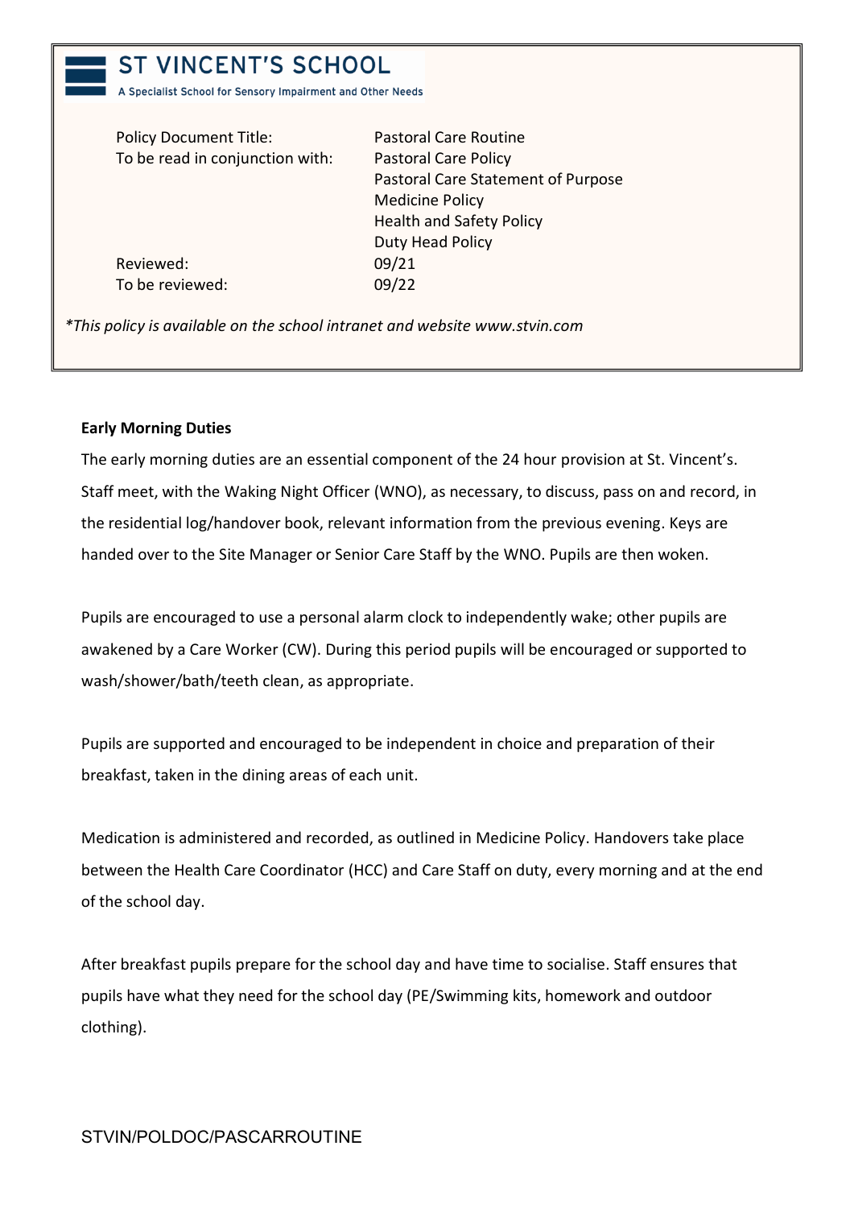# ST VINCENT'S SCHOOL

A Specialist School for Sensory Impairment and Other Needs

| | |
|---|---|
| Policy Document Title: | Pastoral Care Routine |
| To be read in conjunction with: | Pastoral Care Policy<br>Pastoral Care Statement of Purpose<br>Medicine Policy<br>Health and Safety Policy<br>Duty Head Policy |
| Reviewed: | 09/21 |
| To be reviewed: | 09/22 |

**This policy is available on the school intranet and website www.stvin.com*

**Early Morning Duties**

The early morning duties are an essential component of the 24 hour provision at St. Vincent's. Staff meet, with the Waking Night Officer (WNO), as necessary, to discuss, pass on and record, in the residential log/handover book, relevant information from the previous evening. Keys are handed over to the Site Manager or Senior Care Staff by the WNO. Pupils are then woken.

Pupils are encouraged to use a personal alarm clock to independently wake; other pupils are awakened by a Care Worker (CW). During this period pupils will be encouraged or supported to wash/shower/bath/teeth clean, as appropriate.

Pupils are supported and encouraged to be independent in choice and preparation of their breakfast, taken in the dining areas of each unit.

Medication is administered and recorded, as outlined in Medicine Policy. Handovers take place between the Health Care Coordinator (HCC) and Care Staff on duty, every morning and at the end of the school day.

After breakfast pupils prepare for the school day and have time to socialise. Staff ensures that pupils have what they need for the school day (PE/Swimming kits, homework and outdoor clothing).

STVIN/POLDOC/PASCARROUTINE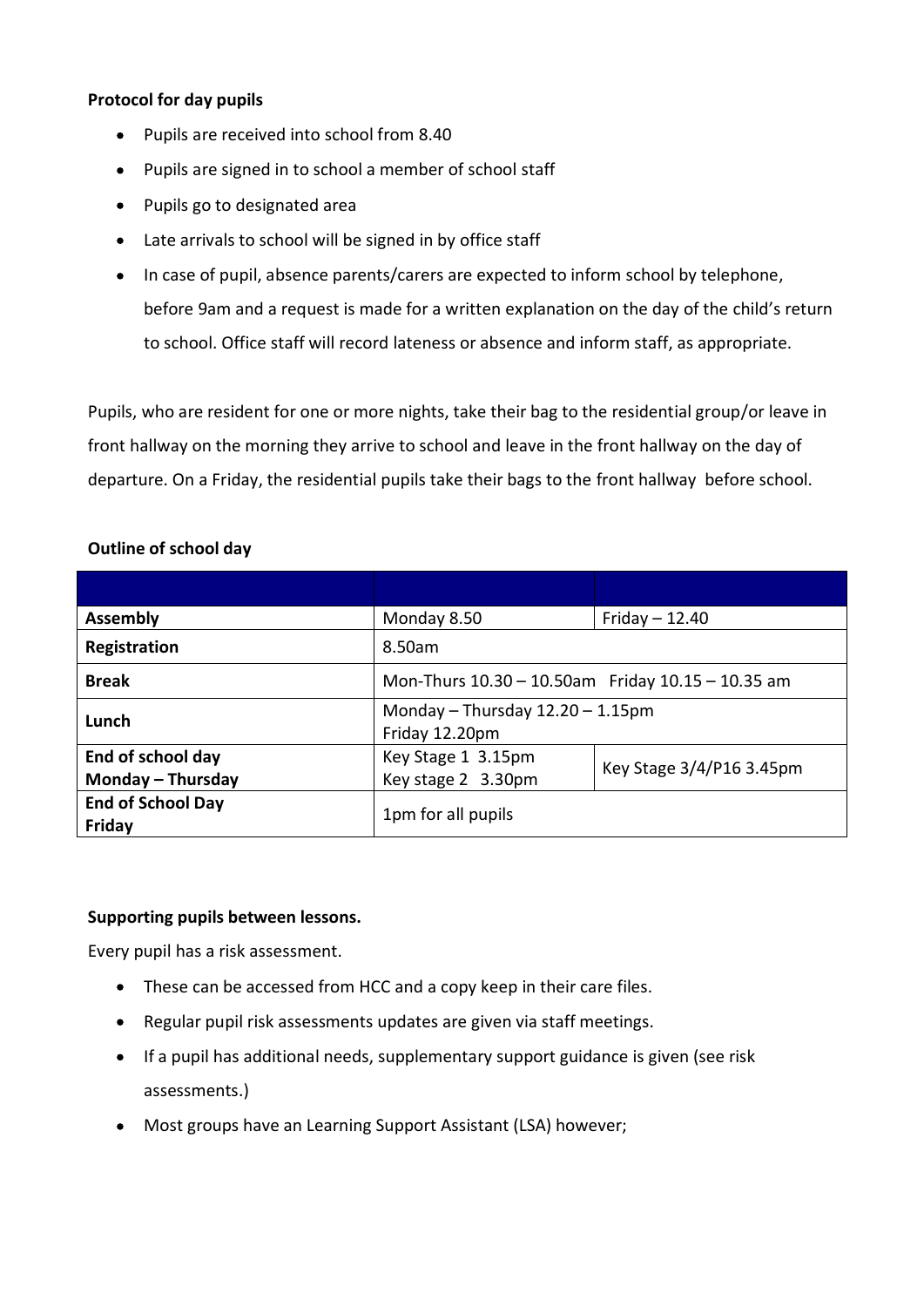**Protocol for day pupils**

- Pupils are received into school from 8.40
- Pupils are signed in to school a member of school staff
- Pupils go to designated area
- Late arrivals to school will be signed in by office staff
- In case of pupil, absence parents/carers are expected to inform school by telephone, before 9am and a request is made for a written explanation on the day of the child's return to school. Office staff will record lateness or absence and inform staff, as appropriate.

Pupils, who are resident for one or more nights, take their bag to the residential group/or leave in front hallway on the morning they arrive to school and leave in the front hallway on the day of departure. On a Friday, the residential pupils take their bags to the front hallway before school.

**Outline of school day**

| | | |
|---|---|---|
| **Assembly** | Monday 8.50 | Friday – 12.40 |
| **Registration** | 8.50am | |
| **Break** | Mon-Thurs 10.30 – 10.50am Friday 10.15 – 10.35 am | |
| **Lunch** | Monday – Thursday 12.20 – 1.15pm<br>Friday 12.20pm | |
| **End of school day Monday – Thursday** | Key Stage 1 3.15pm<br>Key stage 2 3.30pm | Key Stage 3/4/P16 3.45pm |
| **End of School Day Friday** | 1pm for all pupils | |

**Supporting pupils between lessons.**

Every pupil has a risk assessment.

- These can be accessed from HCC and a copy keep in their care files.
- Regular pupil risk assessments updates are given via staff meetings.
- If a pupil has additional needs, supplementary support guidance is given (see risk assessments.)
- Most groups have an Learning Support Assistant (LSA) however;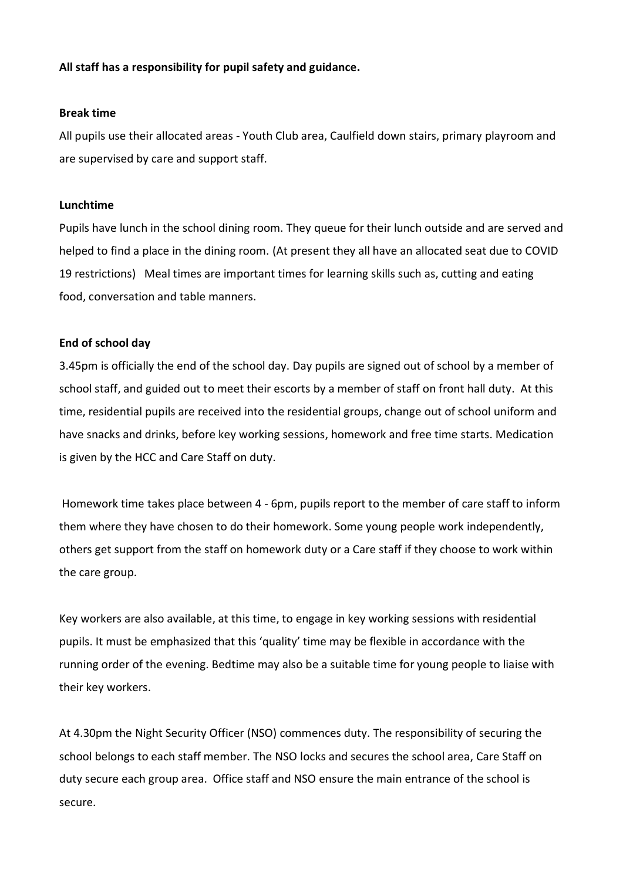**All staff has a responsibility for pupil safety and guidance.**

**Break time**

All pupils use their allocated areas - Youth Club area, Caulfield down stairs, primary playroom and are supervised by care and support staff.

**Lunchtime**

Pupils have lunch in the school dining room. They queue for their lunch outside and are served and helped to find a place in the dining room. (At present they all have an allocated seat due to COVID 19 restrictions) Meal times are important times for learning skills such as, cutting and eating food, conversation and table manners.

**End of school day**

3.45pm is officially the end of the school day. Day pupils are signed out of school by a member of school staff, and guided out to meet their escorts by a member of staff on front hall duty. At this time, residential pupils are received into the residential groups, change out of school uniform and have snacks and drinks, before key working sessions, homework and free time starts. Medication is given by the HCC and Care Staff on duty.

Homework time takes place between 4 - 6pm, pupils report to the member of care staff to inform them where they have chosen to do their homework. Some young people work independently, others get support from the staff on homework duty or a Care staff if they choose to work within the care group.

Key workers are also available, at this time, to engage in key working sessions with residential pupils. It must be emphasized that this 'quality' time may be flexible in accordance with the running order of the evening. Bedtime may also be a suitable time for young people to liaise with their key workers.

At 4.30pm the Night Security Officer (NSO) commences duty. The responsibility of securing the school belongs to each staff member. The NSO locks and secures the school area, Care Staff on duty secure each group area. Office staff and NSO ensure the main entrance of the school is secure.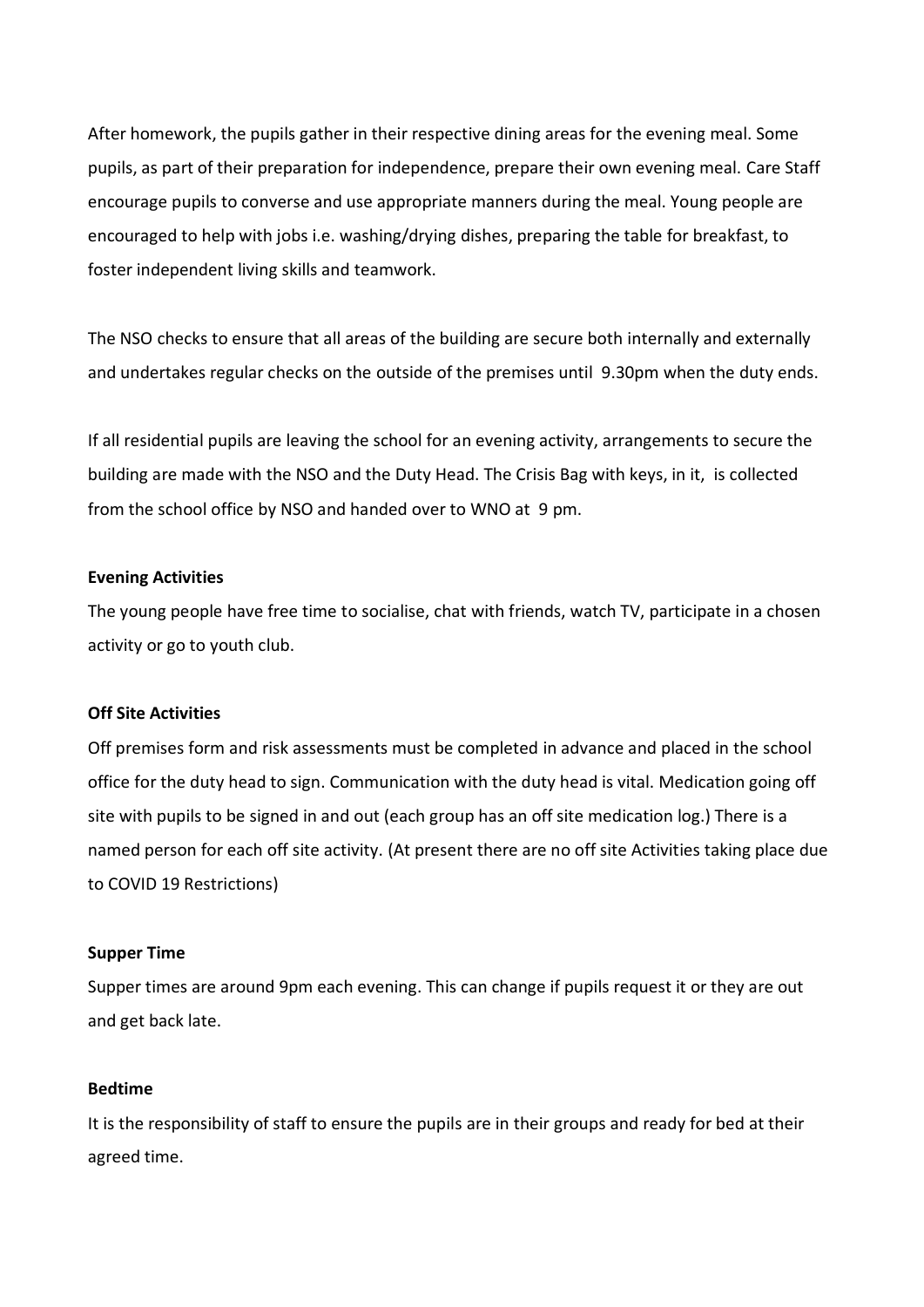After homework, the pupils gather in their respective dining areas for the evening meal. Some pupils, as part of their preparation for independence, prepare their own evening meal. Care Staff encourage pupils to converse and use appropriate manners during the meal. Young people are encouraged to help with jobs i.e. washing/drying dishes, preparing the table for breakfast, to foster independent living skills and teamwork.

The NSO checks to ensure that all areas of the building are secure both internally and externally and undertakes regular checks on the outside of the premises until 9.30pm when the duty ends.

If all residential pupils are leaving the school for an evening activity, arrangements to secure the building are made with the NSO and the Duty Head. The Crisis Bag with keys, in it, is collected from the school office by NSO and handed over to WNO at 9 pm.

**Evening Activities**

The young people have free time to socialise, chat with friends, watch TV, participate in a chosen activity or go to youth club.

**Off Site Activities**

Off premises form and risk assessments must be completed in advance and placed in the school office for the duty head to sign. Communication with the duty head is vital. Medication going off site with pupils to be signed in and out (each group has an off site medication log.) There is a named person for each off site activity. (At present there are no off site Activities taking place due to COVID 19 Restrictions)

**Supper Time**

Supper times are around 9pm each evening. This can change if pupils request it or they are out and get back late.

**Bedtime**

It is the responsibility of staff to ensure the pupils are in their groups and ready for bed at their agreed time.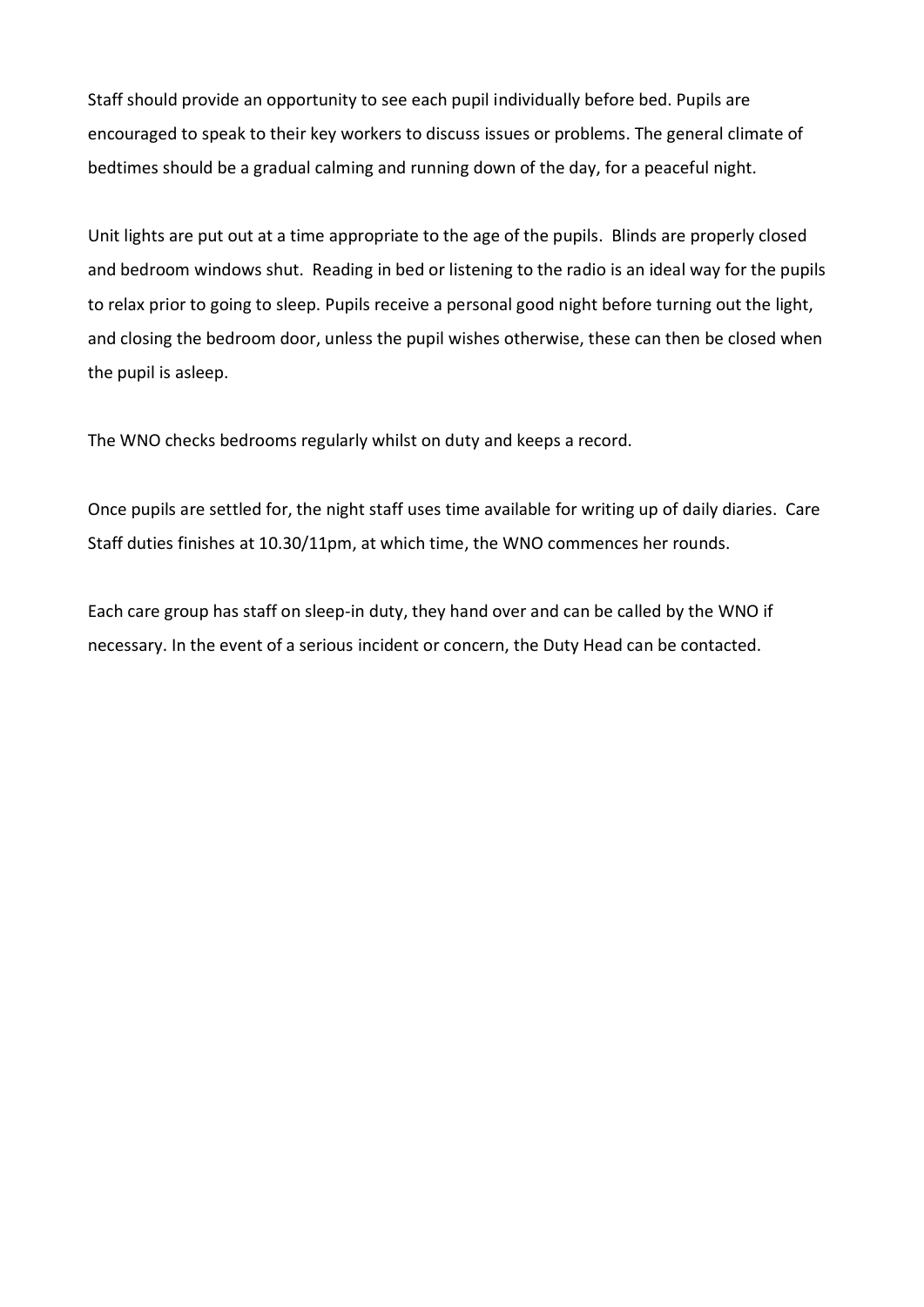Staff should provide an opportunity to see each pupil individually before bed. Pupils are encouraged to speak to their key workers to discuss issues or problems. The general climate of bedtimes should be a gradual calming and running down of the day, for a peaceful night.

Unit lights are put out at a time appropriate to the age of the pupils. Blinds are properly closed and bedroom windows shut. Reading in bed or listening to the radio is an ideal way for the pupils to relax prior to going to sleep. Pupils receive a personal good night before turning out the light, and closing the bedroom door, unless the pupil wishes otherwise, these can then be closed when the pupil is asleep.

The WNO checks bedrooms regularly whilst on duty and keeps a record.

Once pupils are settled for, the night staff uses time available for writing up of daily diaries. Care Staff duties finishes at 10.30/11pm, at which time, the WNO commences her rounds.

Each care group has staff on sleep-in duty, they hand over and can be called by the WNO if necessary. In the event of a serious incident or concern, the Duty Head can be contacted.